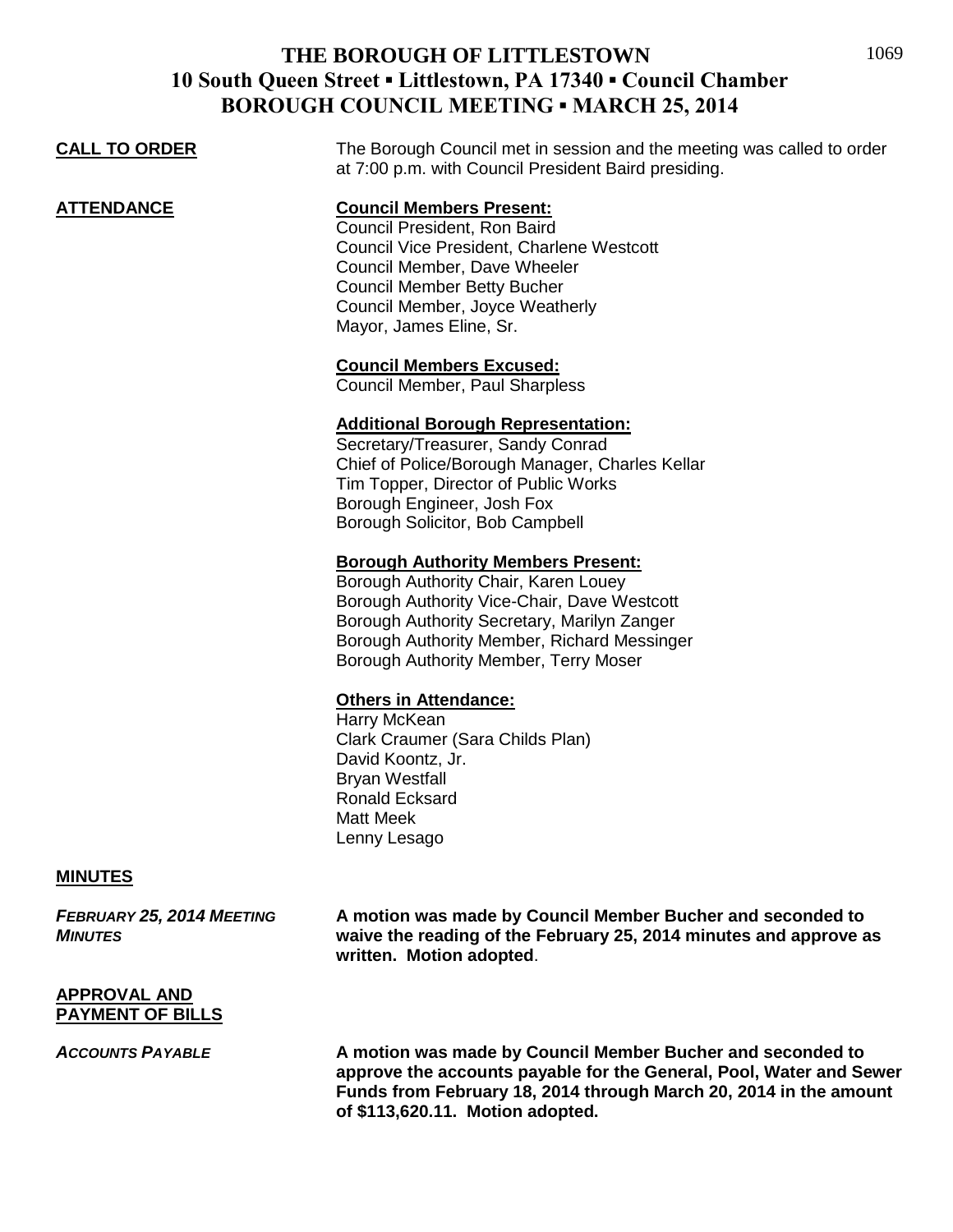# THE BOROUGH OF LITTLESTOWN
## 10 South Queen Street ▪ Littlestown, PA 17340 ▪ Council Chamber
## BOROUGH COUNCIL MEETING ▪ MARCH 25, 2014

**CALL TO ORDER**

The Borough Council met in session and the meeting was called to order at 7:00 p.m. with Council President Baird presiding.

**ATTENDANCE**

**Council Members Present:**
Council President, Ron Baird
Council Vice President, Charlene Westcott
Council Member, Dave Wheeler
Council Member Betty Bucher
Council Member, Joyce Weatherly
Mayor, James Eline, Sr.

**Council Members Excused:**
Council Member, Paul Sharpless

**Additional Borough Representation:**
Secretary/Treasurer, Sandy Conrad
Chief of Police/Borough Manager, Charles Kellar
Tim Topper, Director of Public Works
Borough Engineer, Josh Fox
Borough Solicitor, Bob Campbell

**Borough Authority Members Present:**
Borough Authority Chair, Karen Louey
Borough Authority Vice-Chair, Dave Westcott
Borough Authority Secretary, Marilyn Zanger
Borough Authority Member, Richard Messinger
Borough Authority Member, Terry Moser

**Others in Attendance:**
Harry McKean
Clark Craumer (Sara Childs Plan)
David Koontz, Jr.
Bryan Westfall
Ronald Ecksard
Matt Meek
Lenny Lesago

**MINUTES**

***FEBRUARY 25, 2014 MEETING MINUTES***

**A motion was made by Council Member Bucher and seconded to waive the reading of the February 25, 2014 minutes and approve as written. Motion adopted**.

**APPROVAL AND PAYMENT OF BILLS**

***ACCOUNTS PAYABLE***

**A motion was made by Council Member Bucher and seconded to approve the accounts payable for the General, Pool, Water and Sewer Funds from February 18, 2014 through March 20, 2014 in the amount of $113,620.11. Motion adopted.**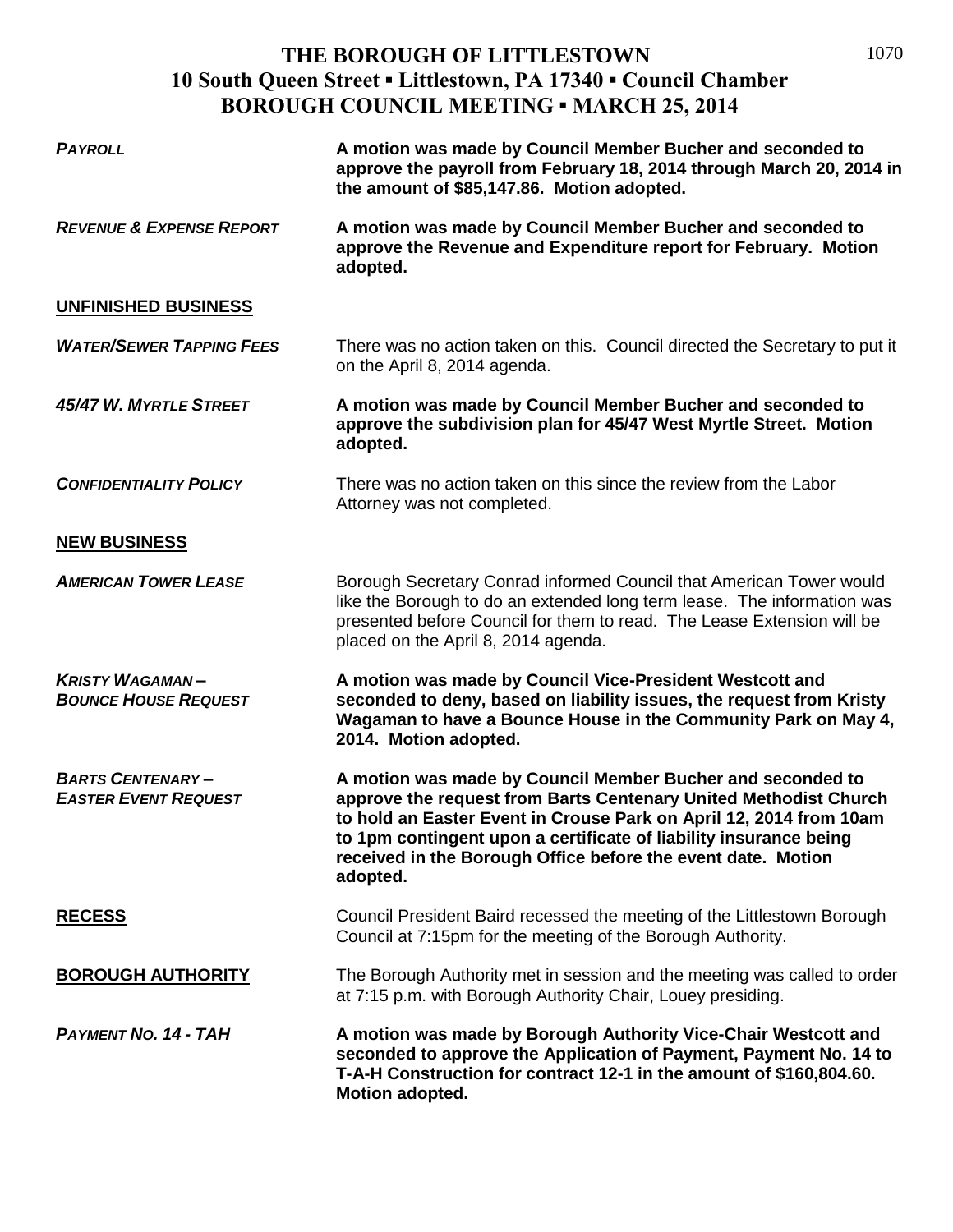**THE BOROUGH OF LITTLESTOWN**
**10 South Queen Street ▪ Littlestown, PA 17340 ▪ Council Chamber**
**BOROUGH COUNCIL MEETING ▪ MARCH 25, 2014**

***PAYROLL*** — **A motion was made by Council Member Bucher and seconded to approve the payroll from February 18, 2014 through March 20, 2014 in the amount of $85,147.86. Motion adopted.**

***REVENUE & EXPENSE REPORT*** — **A motion was made by Council Member Bucher and seconded to approve the Revenue and Expenditure report for February. Motion adopted.**

## UNFINISHED BUSINESS

***WATER/SEWER TAPPING FEES*** — There was no action taken on this. Council directed the Secretary to put it on the April 8, 2014 agenda.

***45/47 W. MYRTLE STREET*** — **A motion was made by Council Member Bucher and seconded to approve the subdivision plan for 45/47 West Myrtle Street. Motion adopted.**

***CONFIDENTIALITY POLICY*** — There was no action taken on this since the review from the Labor Attorney was not completed.

## NEW BUSINESS

***AMERICAN TOWER LEASE*** — Borough Secretary Conrad informed Council that American Tower would like the Borough to do an extended long term lease. The information was presented before Council for them to read. The Lease Extension will be placed on the April 8, 2014 agenda.

***KRISTY WAGAMAN – BOUNCE HOUSE REQUEST*** — **A motion was made by Council Vice-President Westcott and seconded to deny, based on liability issues, the request from Kristy Wagaman to have a Bounce House in the Community Park on May 4, 2014. Motion adopted.**

***BARTS CENTENARY – EASTER EVENT REQUEST*** — **A motion was made by Council Member Bucher and seconded to approve the request from Barts Centenary United Methodist Church to hold an Easter Event in Crouse Park on April 12, 2014 from 10am to 1pm contingent upon a certificate of liability insurance being received in the Borough Office before the event date. Motion adopted.**

## RECESS

Council President Baird recessed the meeting of the Littlestown Borough Council at 7:15pm for the meeting of the Borough Authority.

## BOROUGH AUTHORITY

The Borough Authority met in session and the meeting was called to order at 7:15 p.m. with Borough Authority Chair, Louey presiding.

***PAYMENT NO. 14 - TAH*** — **A motion was made by Borough Authority Vice-Chair Westcott and seconded to approve the Application of Payment, Payment No. 14 to T-A-H Construction for contract 12-1 in the amount of $160,804.60. Motion adopted.**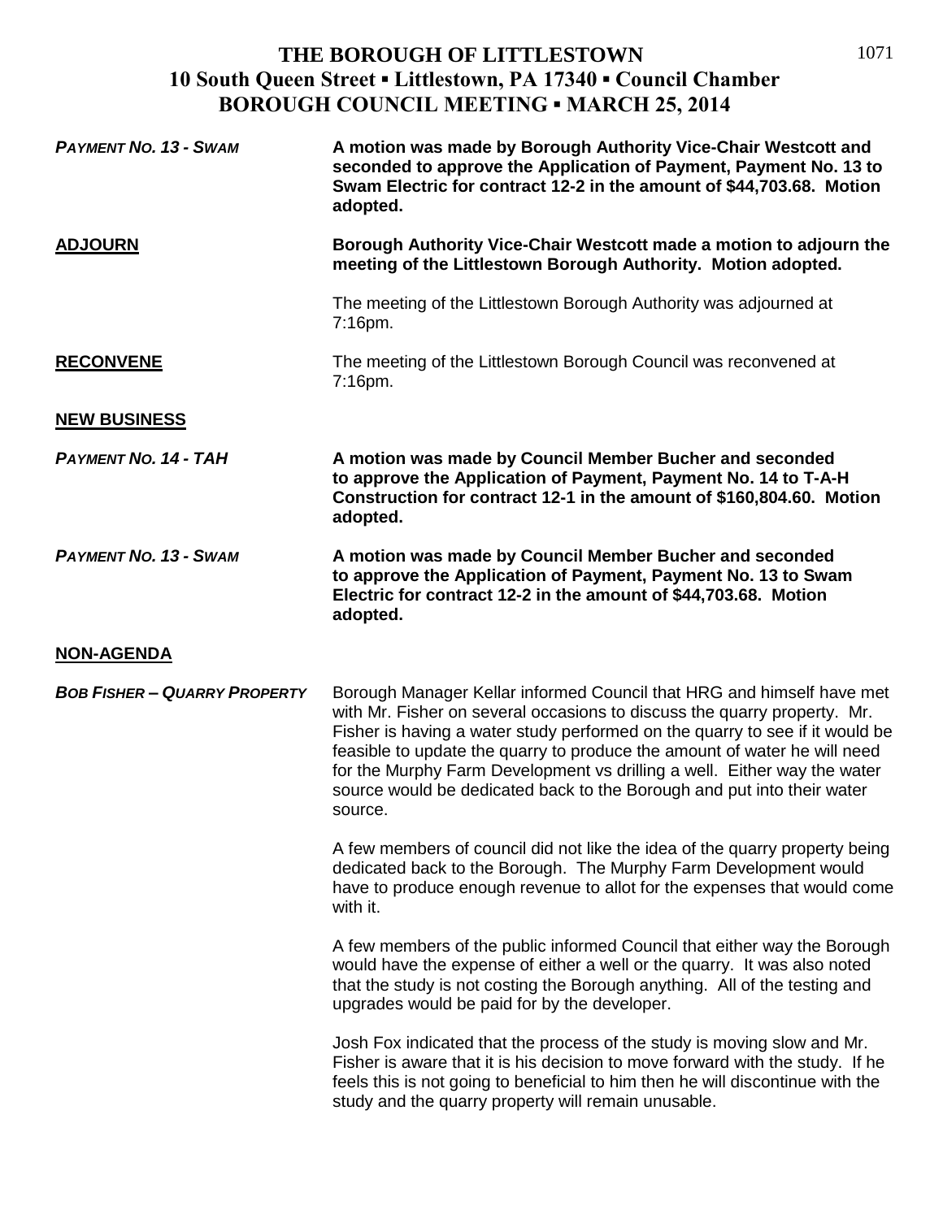# THE BOROUGH OF LITTLESTOWN
## 10 South Queen Street ▪ Littlestown, PA 17340 ▪ Council Chamber
## BOROUGH COUNCIL MEETING ▪ MARCH 25, 2014

***PAYMENT NO. 13 - SWAM***

**A motion was made by Borough Authority Vice-Chair Westcott and seconded to approve the Application of Payment, Payment No. 13 to Swam Electric for contract 12-2 in the amount of $44,703.68. Motion adopted.**

**ADJOURN**

**Borough Authority Vice-Chair Westcott made a motion to adjourn the meeting of the Littlestown Borough Authority. Motion adopted.**

The meeting of the Littlestown Borough Authority was adjourned at 7:16pm.

**RECONVENE**

The meeting of the Littlestown Borough Council was reconvened at 7:16pm.

**NEW BUSINESS**

***PAYMENT NO. 14 - TAH***

**A motion was made by Council Member Bucher and seconded to approve the Application of Payment, Payment No. 14 to T-A-H Construction for contract 12-1 in the amount of $160,804.60. Motion adopted.**

***PAYMENT NO. 13 - SWAM***

**A motion was made by Council Member Bucher and seconded to approve the Application of Payment, Payment No. 13 to Swam Electric for contract 12-2 in the amount of $44,703.68. Motion adopted.**

**NON-AGENDA**

***BOB FISHER – QUARRY PROPERTY***

Borough Manager Kellar informed Council that HRG and himself have met with Mr. Fisher on several occasions to discuss the quarry property. Mr. Fisher is having a water study performed on the quarry to see if it would be feasible to update the quarry to produce the amount of water he will need for the Murphy Farm Development vs drilling a well. Either way the water source would be dedicated back to the Borough and put into their water source.

A few members of council did not like the idea of the quarry property being dedicated back to the Borough. The Murphy Farm Development would have to produce enough revenue to allot for the expenses that would come with it.

A few members of the public informed Council that either way the Borough would have the expense of either a well or the quarry. It was also noted that the study is not costing the Borough anything. All of the testing and upgrades would be paid for by the developer.

Josh Fox indicated that the process of the study is moving slow and Mr. Fisher is aware that it is his decision to move forward with the study. If he feels this is not going to beneficial to him then he will discontinue with the study and the quarry property will remain unusable.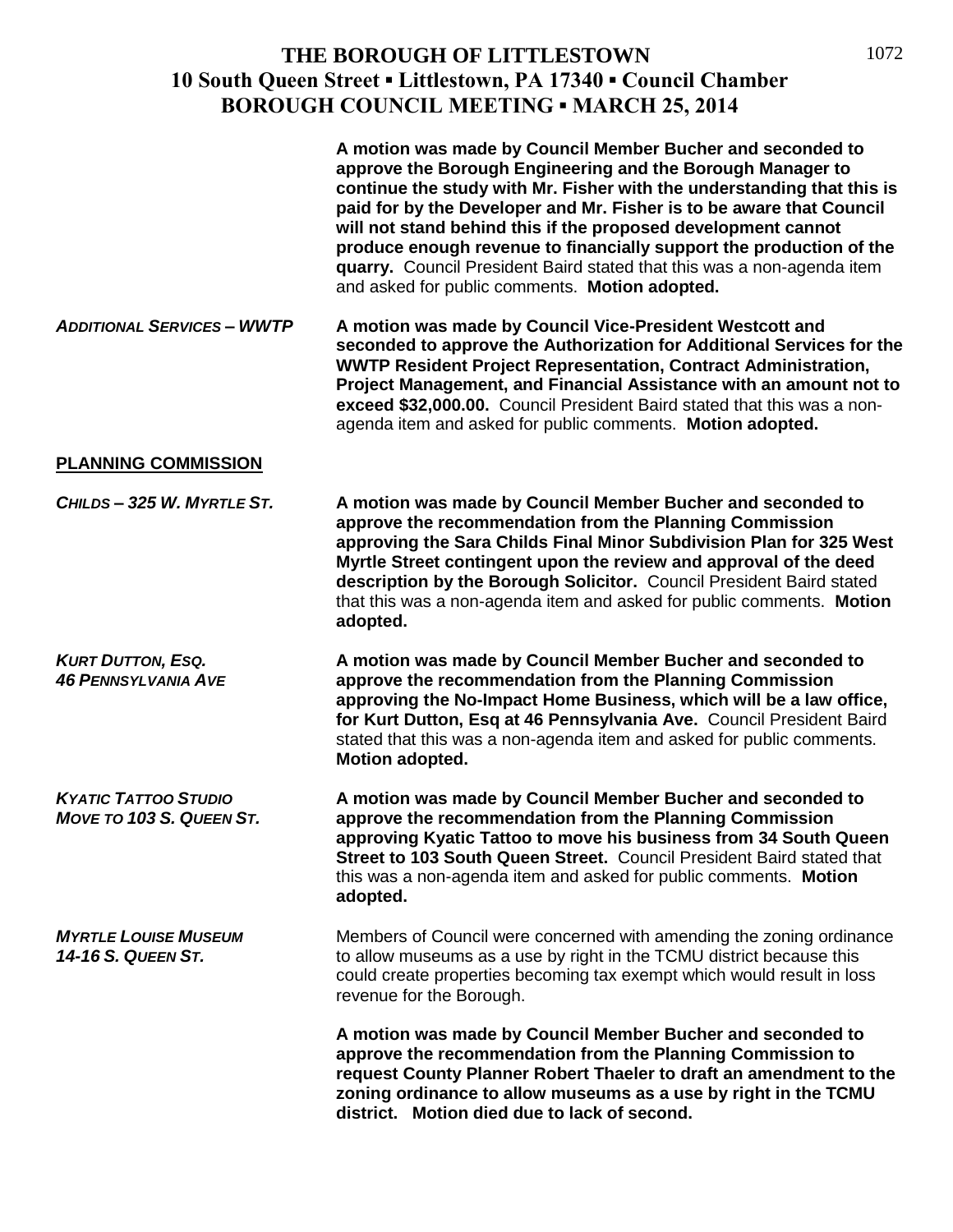A motion was made by Council Member Bucher and seconded to approve the Borough Engineering and the Borough Manager to continue the study with Mr. Fisher with the understanding that this is paid for by the Developer and Mr. Fisher is to be aware that Council will not stand behind this if the proposed development cannot produce enough revenue to financially support the production of the quarry. Council President Baird stated that this was a non-agenda item and asked for public comments. **Motion adopted.**

***ADDITIONAL SERVICES – WWTP***

**A motion was made by Council Vice-President Westcott and seconded to approve the Authorization for Additional Services for the WWTP Resident Project Representation, Contract Administration, Project Management, and Financial Assistance with an amount not to exceed $32,000.00.** Council President Baird stated that this was a non-agenda item and asked for public comments. **Motion adopted.**

## PLANNING COMMISSION

***CHILDS – 325 W. MYRTLE ST.***

**A motion was made by Council Member Bucher and seconded to approve the recommendation from the Planning Commission approving the Sara Childs Final Minor Subdivision Plan for 325 West Myrtle Street contingent upon the review and approval of the deed description by the Borough Solicitor.** Council President Baird stated that this was a non-agenda item and asked for public comments. **Motion adopted.**

***KURT DUTTON, ESQ.***
***46 PENNSYLVANIA AVE***

**A motion was made by Council Member Bucher and seconded to approve the recommendation from the Planning Commission approving the No-Impact Home Business, which will be a law office, for Kurt Dutton, Esq at 46 Pennsylvania Ave.** Council President Baird stated that this was a non-agenda item and asked for public comments. **Motion adopted.**

***KYATIC TATTOO STUDIO***
***MOVE TO 103 S. QUEEN ST.***

**A motion was made by Council Member Bucher and seconded to approve the recommendation from the Planning Commission approving Kyatic Tattoo to move his business from 34 South Queen Street to 103 South Queen Street.** Council President Baird stated that this was a non-agenda item and asked for public comments. **Motion adopted.**

***MYRTLE LOUISE MUSEUM***
***14-16 S. QUEEN ST.***

Members of Council were concerned with amending the zoning ordinance to allow museums as a use by right in the TCMU district because this could create properties becoming tax exempt which would result in loss revenue for the Borough.

**A motion was made by Council Member Bucher and seconded to approve the recommendation from the Planning Commission to request County Planner Robert Thaeler to draft an amendment to the zoning ordinance to allow museums as a use by right in the TCMU district. Motion died due to lack of second.**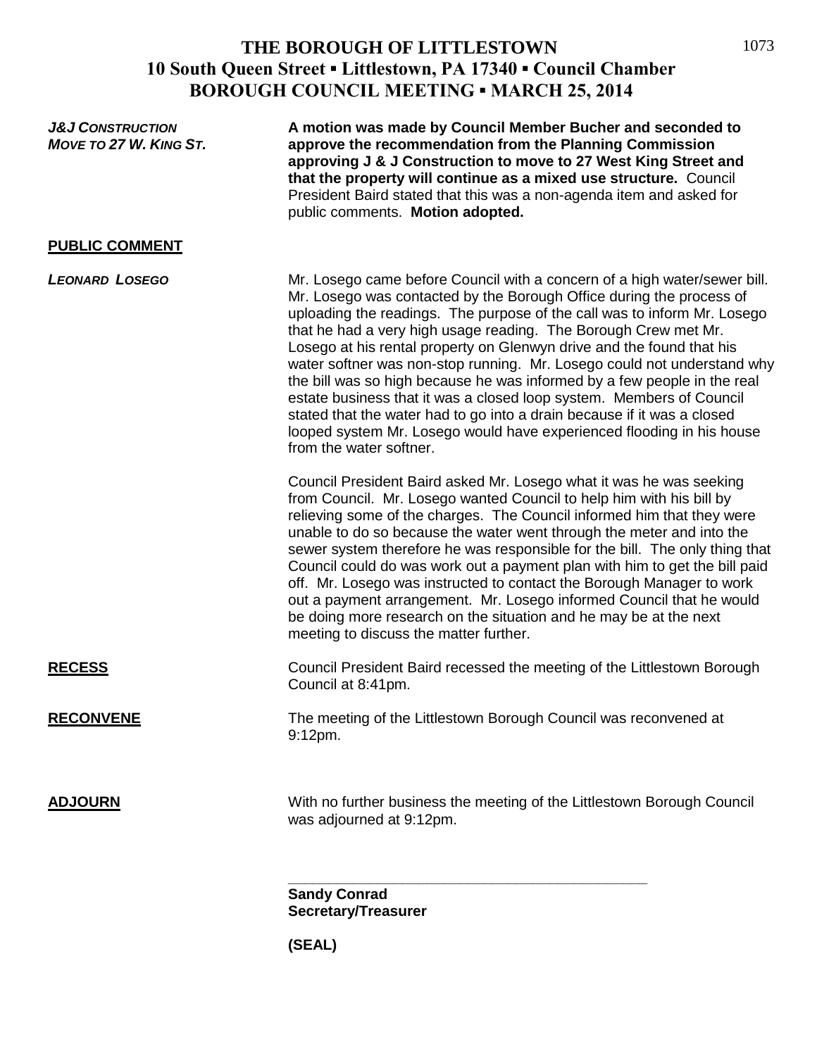# THE BOROUGH OF LITTLESTOWN
## 10 South Queen Street ▪ Littlestown, PA 17340 ▪ Council Chamber
## BOROUGH COUNCIL MEETING ▪ MARCH 25, 2014

***J&J CONSTRUCTION MOVE TO 27 W. KING ST.***

**A motion was made by Council Member Bucher and seconded to approve the recommendation from the Planning Commission approving J & J Construction to move to 27 West King Street and that the property will continue as a mixed use structure.** Council President Baird stated that this was a non-agenda item and asked for public comments. **Motion adopted.**

**PUBLIC COMMENT**

***LEONARD LOSEGO***

Mr. Losego came before Council with a concern of a high water/sewer bill. Mr. Losego was contacted by the Borough Office during the process of uploading the readings. The purpose of the call was to inform Mr. Losego that he had a very high usage reading. The Borough Crew met Mr. Losego at his rental property on Glenwyn drive and the found that his water softner was non-stop running. Mr. Losego could not understand why the bill was so high because he was informed by a few people in the real estate business that it was a closed loop system. Members of Council stated that the water had to go into a drain because if it was a closed looped system Mr. Losego would have experienced flooding in his house from the water softner.

Council President Baird asked Mr. Losego what it was he was seeking from Council. Mr. Losego wanted Council to help him with his bill by relieving some of the charges. The Council informed him that they were unable to do so because the water went through the meter and into the sewer system therefore he was responsible for the bill. The only thing that Council could do was work out a payment plan with him to get the bill paid off. Mr. Losego was instructed to contact the Borough Manager to work out a payment arrangement. Mr. Losego informed Council that he would be doing more research on the situation and he may be at the next meeting to discuss the matter further.

**RECESS**

Council President Baird recessed the meeting of the Littlestown Borough Council at 8:41pm.

**RECONVENE**

The meeting of the Littlestown Borough Council was reconvened at 9:12pm.

**ADJOURN**

With no further business the meeting of the Littlestown Borough Council was adjourned at 9:12pm.

\_\_\_\_\_\_\_\_\_\_\_\_\_\_\_\_\_\_\_\_\_\_\_\_\_\_\_\_\_\_\_\_\_\_\_\_\_\_\_\_\_\_

**Sandy Conrad**
**Secretary/Treasurer**

**(SEAL)**